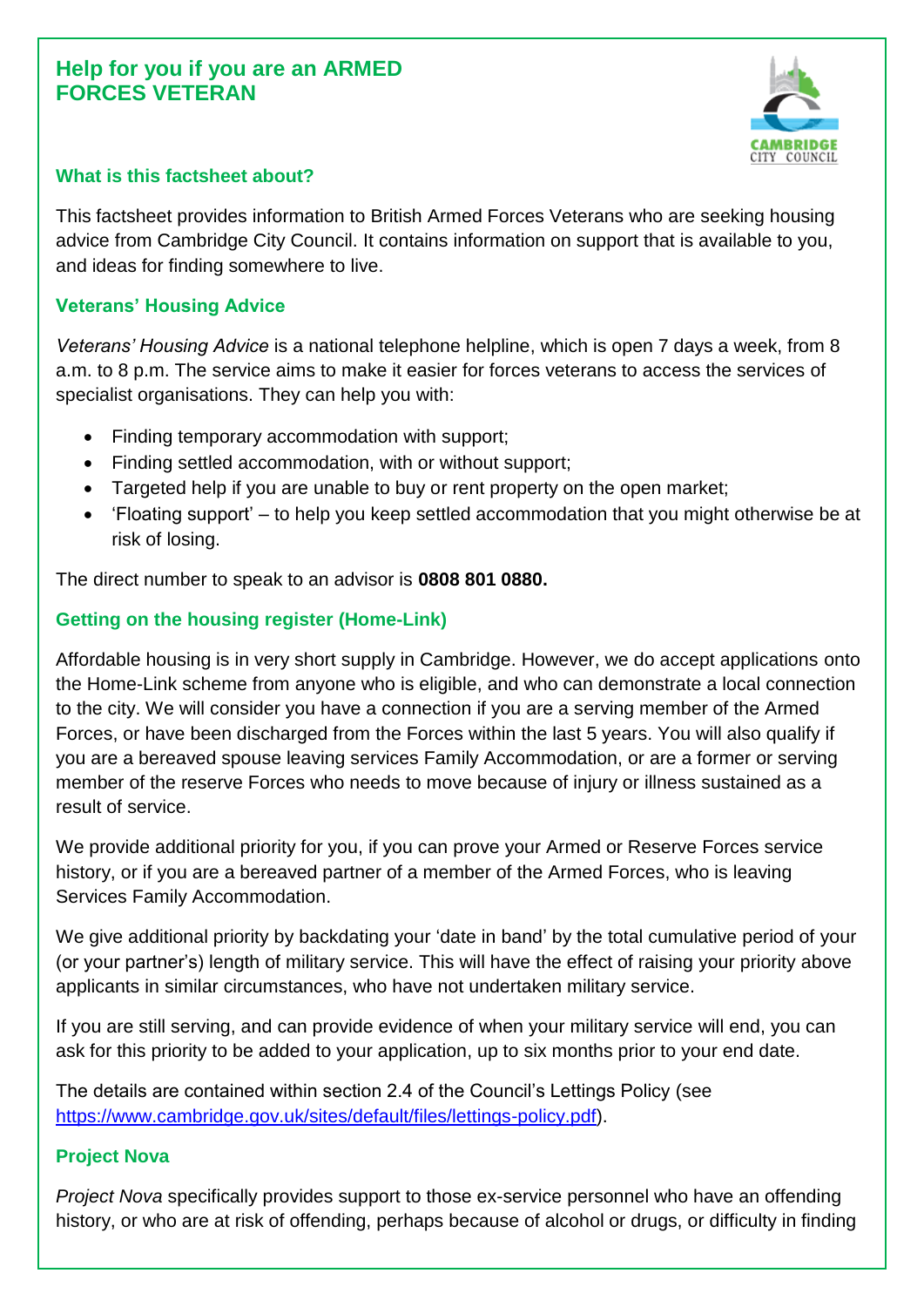# Help for you if you are an ARMED FORCES VETERAN

## What is this factsheet about?

This factsheet provides information to British Armed Forces Veterans who are seeking housing advice from Cambridge City Council. It contains information on support that is available to you, and ideas for finding somewhere to live.

## Veterans' Housing Advice

*Veterans' Housing Advice* is a national telephone helpline, which is open 7 days a week, from 8 a.m. to 8 p.m. The service aims to make it easier for forces veterans to access the services of specialist organisations. They can help you with:

- Finding temporary accommodation with support;
- Finding settled accommodation, with or without support;
- Targeted help if you are unable to buy or rent property on the open market;
- 'Floating support' – to help you keep settled accommodation that you might otherwise be at risk of losing.

The direct number to speak to an advisor is **0808 801 0880.**

## Getting on the housing register (Home-Link)

Affordable housing is in very short supply in Cambridge. However, we do accept applications onto the Home-Link scheme from anyone who is eligible, and who can demonstrate a local connection to the city. We will consider you have a connection if you are a serving member of the Armed Forces, or have been discharged from the Forces within the last 5 years. You will also qualify if you are a bereaved spouse leaving services Family Accommodation, or are a former or serving member of the reserve Forces who needs to move because of injury or illness sustained as a result of service.

We provide additional priority for you, if you can prove your Armed or Reserve Forces service history, or if you are a bereaved partner of a member of the Armed Forces, who is leaving Services Family Accommodation.

We give additional priority by backdating your 'date in band' by the total cumulative period of your (or your partner's) length of military service. This will have the effect of raising your priority above applicants in similar circumstances, who have not undertaken military service.

If you are still serving, and can provide evidence of when your military service will end, you can ask for this priority to be added to your application, up to six months prior to your end date.

The details are contained within section 2.4 of the Council's Lettings Policy (see https://www.cambridge.gov.uk/sites/default/files/lettings-policy.pdf).

## Project Nova

*Project Nova* specifically provides support to those ex-service personnel who have an offending history, or who are at risk of offending, perhaps because of alcohol or drugs, or difficulty in finding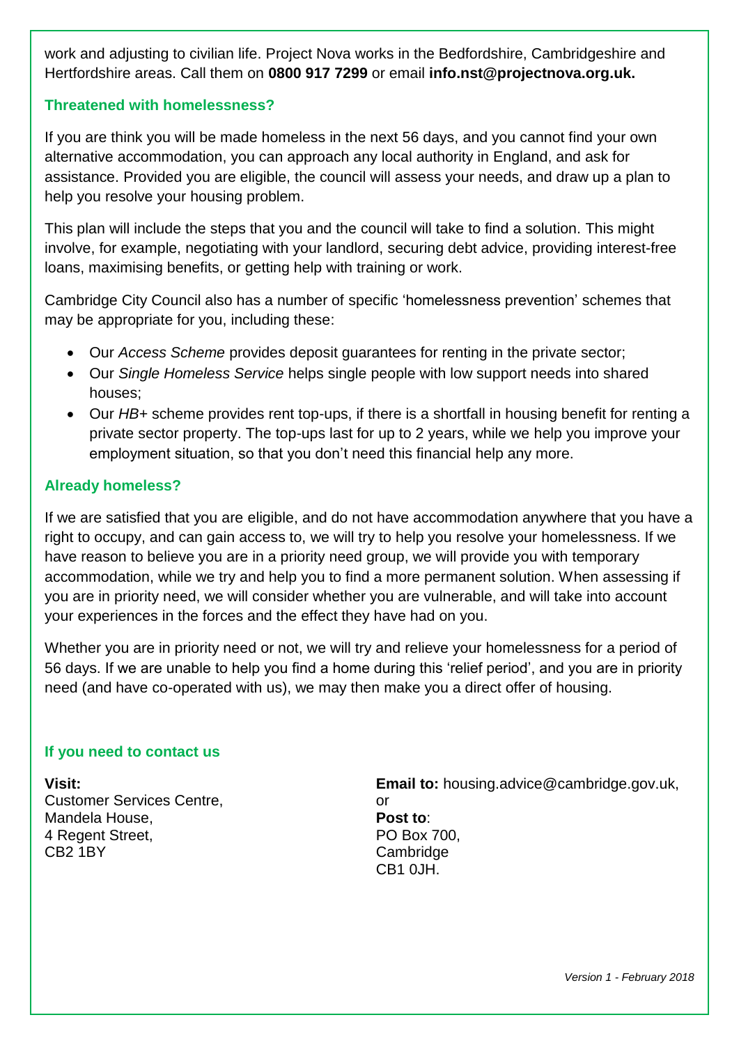work and adjusting to civilian life. Project Nova works in the Bedfordshire, Cambridgeshire and Hertfordshire areas. Call them on **0800 917 7299** or email **info.nst@projectnova.org.uk.**

### Threatened with homelessness?

If you are think you will be made homeless in the next 56 days, and you cannot find your own alternative accommodation, you can approach any local authority in England, and ask for assistance. Provided you are eligible, the council will assess your needs, and draw up a plan to help you resolve your housing problem.

This plan will include the steps that you and the council will take to find a solution. This might involve, for example, negotiating with your landlord, securing debt advice, providing interest-free loans, maximising benefits, or getting help with training or work.

Cambridge City Council also has a number of specific 'homelessness prevention' schemes that may be appropriate for you, including these:

- Our *Access Scheme* provides deposit guarantees for renting in the private sector;
- Our *Single Homeless Service* helps single people with low support needs into shared houses;
- Our *HB+* scheme provides rent top-ups, if there is a shortfall in housing benefit for renting a private sector property. The top-ups last for up to 2 years, while we help you improve your employment situation, so that you don't need this financial help any more.

### Already homeless?

If we are satisfied that you are eligible, and do not have accommodation anywhere that you have a right to occupy, and can gain access to, we will try to help you resolve your homelessness. If we have reason to believe you are in a priority need group, we will provide you with temporary accommodation, while we try and help you to find a more permanent solution. When assessing if you are in priority need, we will consider whether you are vulnerable, and will take into account your experiences in the forces and the effect they have had on you.

Whether you are in priority need or not, we will try and relieve your homelessness for a period of 56 days. If we are unable to help you find a home during this 'relief period', and you are in priority need (and have co-operated with us), we may then make you a direct offer of housing.

### If you need to contact us

**Visit:**
Customer Services Centre,
Mandela House,
4 Regent Street,
CB2 1BY

**Email to:** housing.advice@cambridge.gov.uk,
or
**Post to**:
PO Box 700,
Cambridge
CB1 0JH.

*Version 1 - February 2018*